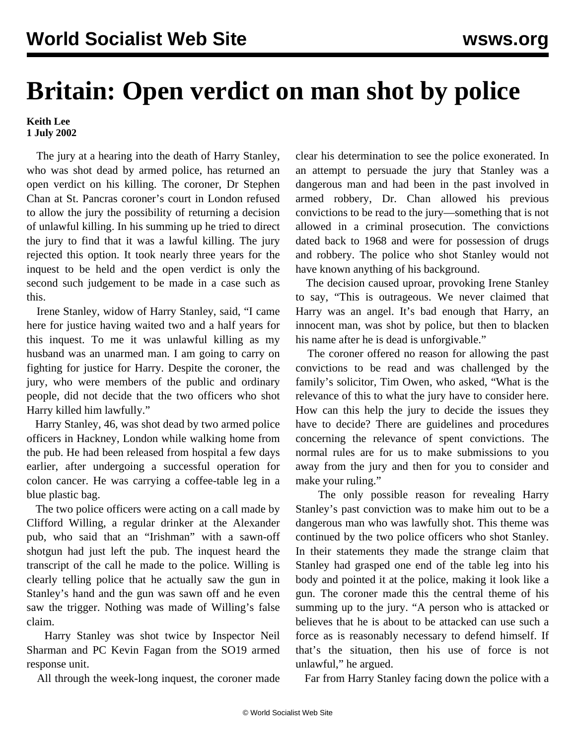# Britain: Open verdict on man shot by police

**Keith Lee**
**1 July 2002**

The jury at a hearing into the death of Harry Stanley, who was shot dead by armed police, has returned an open verdict on his killing. The coroner, Dr Stephen Chan at St. Pancras coroner's court in London refused to allow the jury the possibility of returning a decision of unlawful killing. In his summing up he tried to direct the jury to find that it was a lawful killing. The jury rejected this option. It took nearly three years for the inquest to be held and the open verdict is only the second such judgement to be made in a case such as this.

Irene Stanley, widow of Harry Stanley, said, "I came here for justice having waited two and a half years for this inquest. To me it was unlawful killing as my husband was an unarmed man. I am going to carry on fighting for justice for Harry. Despite the coroner, the jury, who were members of the public and ordinary people, did not decide that the two officers who shot Harry killed him lawfully."

Harry Stanley, 46, was shot dead by two armed police officers in Hackney, London while walking home from the pub. He had been released from hospital a few days earlier, after undergoing a successful operation for colon cancer. He was carrying a coffee-table leg in a blue plastic bag.

The two police officers were acting on a call made by Clifford Willing, a regular drinker at the Alexander pub, who said that an "Irishman" with a sawn-off shotgun had just left the pub. The inquest heard the transcript of the call he made to the police. Willing is clearly telling police that he actually saw the gun in Stanley's hand and the gun was sawn off and he even saw the trigger. Nothing was made of Willing's false claim.

Harry Stanley was shot twice by Inspector Neil Sharman and PC Kevin Fagan from the SO19 armed response unit.

All through the week-long inquest, the coroner made clear his determination to see the police exonerated. In an attempt to persuade the jury that Stanley was a dangerous man and had been in the past involved in armed robbery, Dr. Chan allowed his previous convictions to be read to the jury—something that is not allowed in a criminal prosecution. The convictions dated back to 1968 and were for possession of drugs and robbery. The police who shot Stanley would not have known anything of his background.

The decision caused uproar, provoking Irene Stanley to say, "This is outrageous. We never claimed that Harry was an angel. It's bad enough that Harry, an innocent man, was shot by police, but then to blacken his name after he is dead is unforgivable."

The coroner offered no reason for allowing the past convictions to be read and was challenged by the family's solicitor, Tim Owen, who asked, "What is the relevance of this to what the jury have to consider here. How can this help the jury to decide the issues they have to decide? There are guidelines and procedures concerning the relevance of spent convictions. The normal rules are for us to make submissions to you away from the jury and then for you to consider and make your ruling."

The only possible reason for revealing Harry Stanley's past conviction was to make him out to be a dangerous man who was lawfully shot. This theme was continued by the two police officers who shot Stanley. In their statements they made the strange claim that Stanley had grasped one end of the table leg into his body and pointed it at the police, making it look like a gun. The coroner made this the central theme of his summing up to the jury. "A person who is attacked or believes that he is about to be attacked can use such a force as is reasonably necessary to defend himself. If that's the situation, then his use of force is not unlawful," he argued.

Far from Harry Stanley facing down the police with a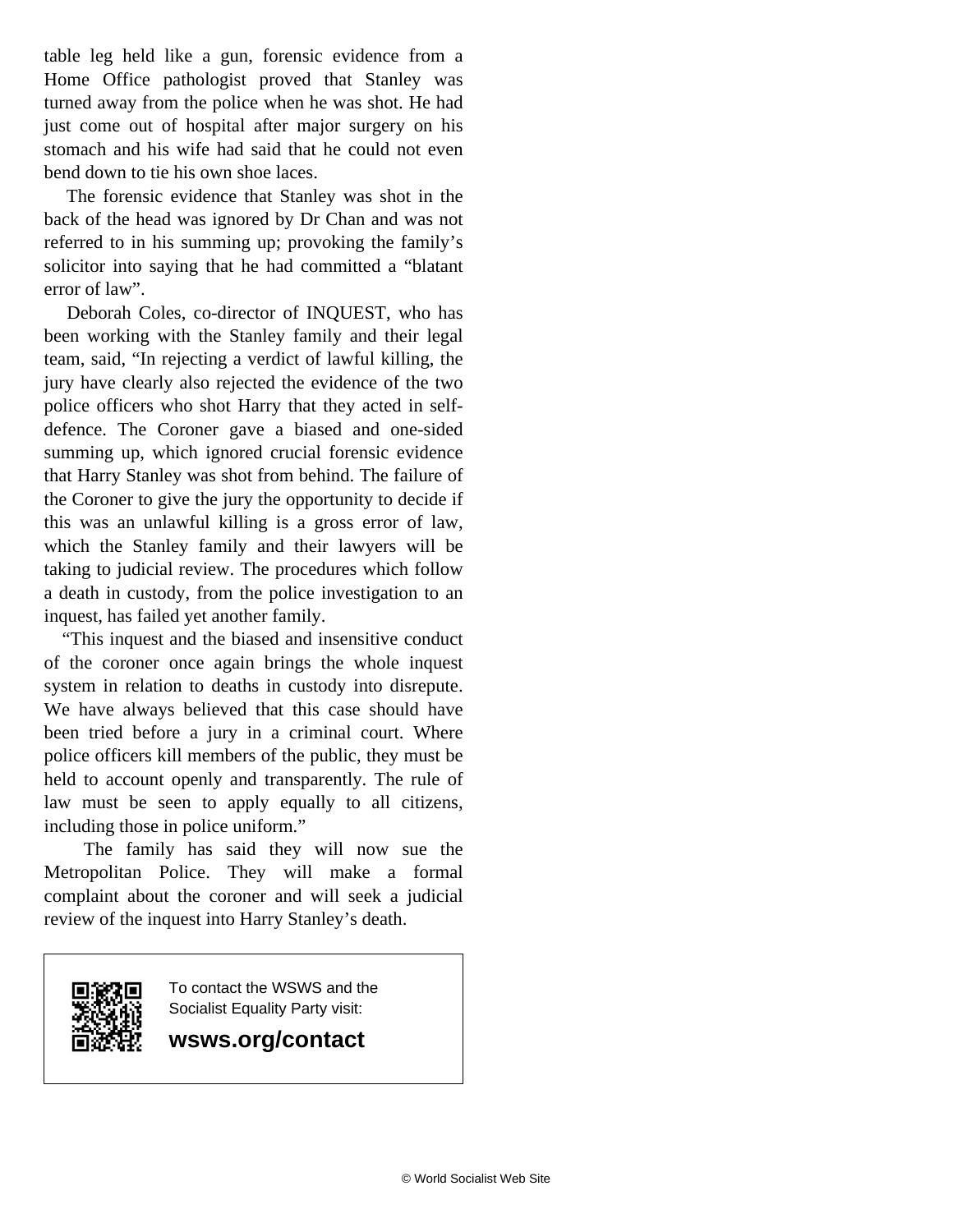table leg held like a gun, forensic evidence from a Home Office pathologist proved that Stanley was turned away from the police when he was shot. He had just come out of hospital after major surgery on his stomach and his wife had said that he could not even bend down to tie his own shoe laces.

The forensic evidence that Stanley was shot in the back of the head was ignored by Dr Chan and was not referred to in his summing up; provoking the family's solicitor into saying that he had committed a "blatant error of law".

Deborah Coles, co-director of INQUEST, who has been working with the Stanley family and their legal team, said, "In rejecting a verdict of lawful killing, the jury have clearly also rejected the evidence of the two police officers who shot Harry that they acted in self-defence. The Coroner gave a biased and one-sided summing up, which ignored crucial forensic evidence that Harry Stanley was shot from behind. The failure of the Coroner to give the jury the opportunity to decide if this was an unlawful killing is a gross error of law, which the Stanley family and their lawyers will be taking to judicial review. The procedures which follow a death in custody, from the police investigation to an inquest, has failed yet another family.

"This inquest and the biased and insensitive conduct of the coroner once again brings the whole inquest system in relation to deaths in custody into disrepute. We have always believed that this case should have been tried before a jury in a criminal court. Where police officers kill members of the public, they must be held to account openly and transparently. The rule of law must be seen to apply equally to all citizens, including those in police uniform."

The family has said they will now sue the Metropolitan Police. They will make a formal complaint about the coroner and will seek a judicial review of the inquest into Harry Stanley's death.

To contact the WSWS and the Socialist Equality Party visit:

**wsws.org/contact**